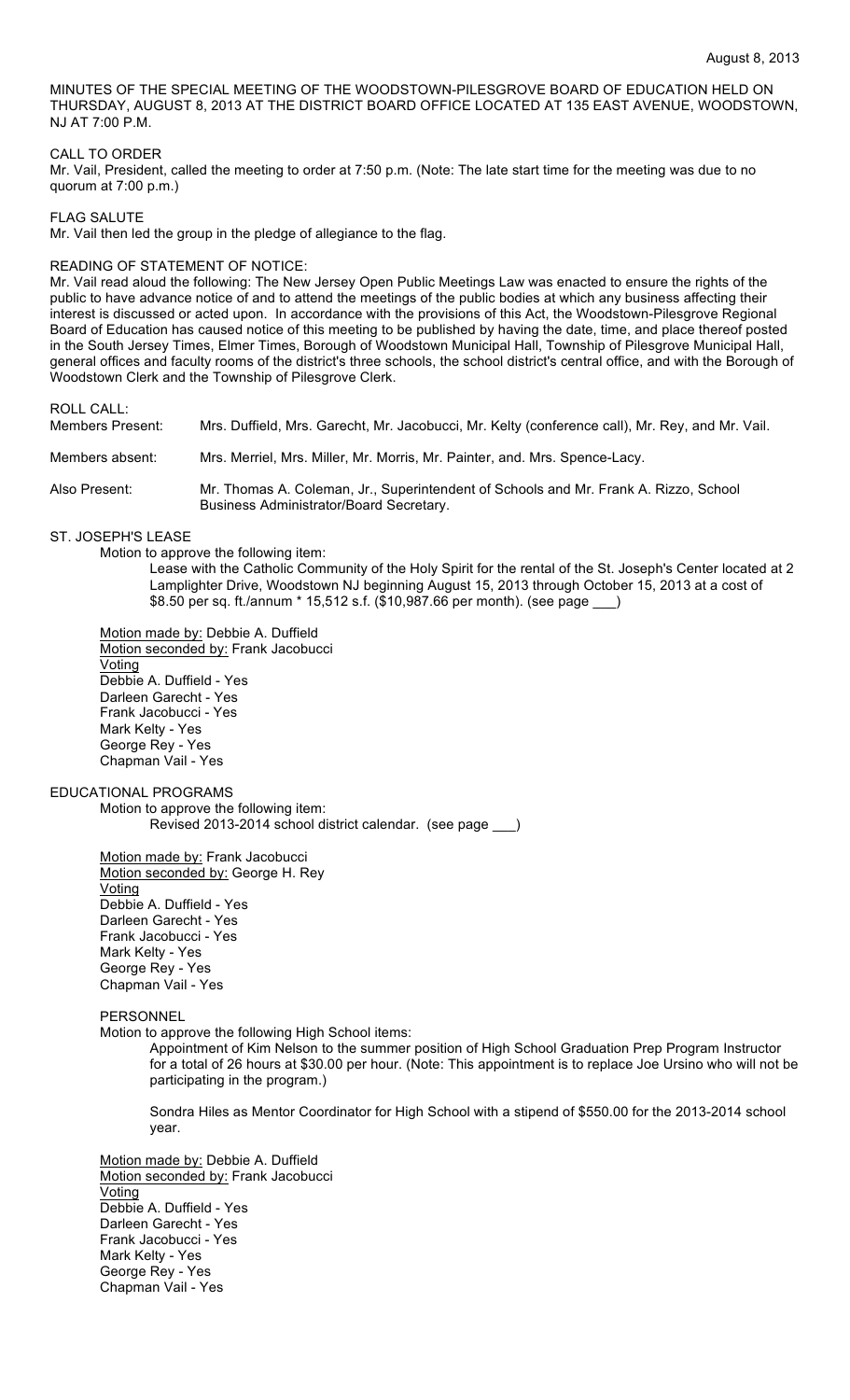August 8, 2013

MINUTES OF THE SPECIAL MEETING OF THE WOODSTOWN-PILESGROVE BOARD OF EDUCATION HELD ON THURSDAY, AUGUST 8, 2013 AT THE DISTRICT BOARD OFFICE LOCATED AT 135 EAST AVENUE, WOODSTOWN, NJ AT 7:00 P.M.

CALL TO ORDER

Mr. Vail, President, called the meeting to order at 7:50 p.m. (Note: The late start time for the meeting was due to no quorum at 7:00 p.m.)

FLAG SALUTE

Mr. Vail then led the group in the pledge of allegiance to the flag.

READING OF STATEMENT OF NOTICE:

Mr. Vail read aloud the following: The New Jersey Open Public Meetings Law was enacted to ensure the rights of the public to have advance notice of and to attend the meetings of the public bodies at which any business affecting their interest is discussed or acted upon. In accordance with the provisions of this Act, the Woodstown-Pilesgrove Regional Board of Education has caused notice of this meeting to be published by having the date, time, and place thereof posted in the South Jersey Times, Elmer Times, Borough of Woodstown Municipal Hall, Township of Pilesgrove Municipal Hall, general offices and faculty rooms of the district's three schools, the school district's central office, and with the Borough of Woodstown Clerk and the Township of Pilesgrove Clerk.

ROLL CALL:

Members Present: Mrs. Duffield, Mrs. Garecht, Mr. Jacobucci, Mr. Kelty (conference call), Mr. Rey, and Mr. Vail.

Members absent: Mrs. Merriel, Mrs. Miller, Mr. Morris, Mr. Painter, and Mrs. Spence-Lacy.

Also Present: Mr. Thomas A. Coleman, Jr., Superintendent of Schools and Mr. Frank A. Rizzo, School Business Administrator/Board Secretary.

ST. JOSEPH'S LEASE

Motion to approve the following item:

Lease with the Catholic Community of the Holy Spirit for the rental of the St. Joseph's Center located at 2 Lamplighter Drive, Woodstown NJ beginning August 15, 2013 through October 15, 2013 at a cost of $8.50 per sq. ft./annum * 15,512 s.f. ($10,987.66 per month). (see page ___)

Motion made by: Debbie A. Duffield
Motion seconded by: Frank Jacobucci
Voting
Debbie A. Duffield - Yes
Darleen Garecht - Yes
Frank Jacobucci - Yes
Mark Kelty - Yes
George Rey - Yes
Chapman Vail - Yes

EDUCATIONAL PROGRAMS

Motion to approve the following item:

Revised 2013-2014 school district calendar. (see page ___)

Motion made by: Frank Jacobucci
Motion seconded by: George H. Rey
Voting
Debbie A. Duffield - Yes
Darleen Garecht - Yes
Frank Jacobucci - Yes
Mark Kelty - Yes
George Rey - Yes
Chapman Vail - Yes

PERSONNEL

Motion to approve the following High School items:

Appointment of Kim Nelson to the summer position of High School Graduation Prep Program Instructor for a total of 26 hours at $30.00 per hour. (Note: This appointment is to replace Joe Ursino who will not be participating in the program.)

Sondra Hiles as Mentor Coordinator for High School with a stipend of $550.00 for the 2013-2014 school year.

Motion made by: Debbie A. Duffield
Motion seconded by: Frank Jacobucci
Voting
Debbie A. Duffield - Yes
Darleen Garecht - Yes
Frank Jacobucci - Yes
Mark Kelty - Yes
George Rey - Yes
Chapman Vail - Yes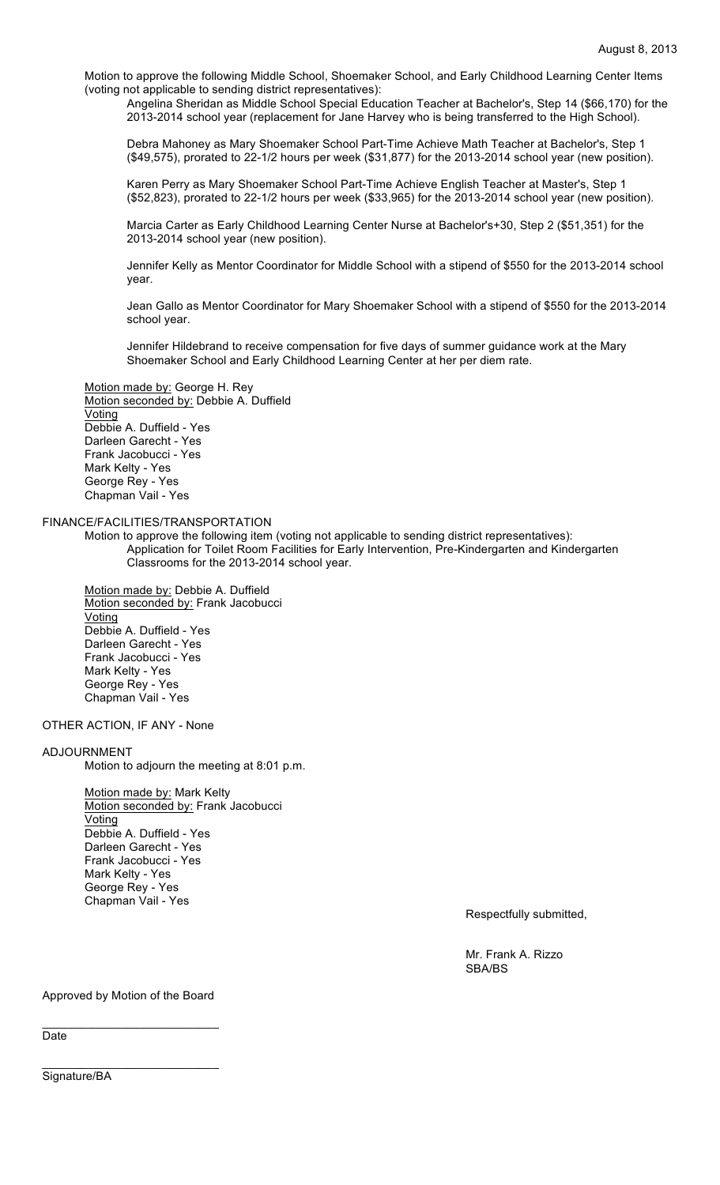August 8, 2013

Motion to approve the following Middle School, Shoemaker School, and Early Childhood Learning Center Items (voting not applicable to sending district representatives):

Angelina Sheridan as Middle School Special Education Teacher at Bachelor's, Step 14 ($66,170) for the 2013-2014 school year (replacement for Jane Harvey who is being transferred to the High School).

Debra Mahoney as Mary Shoemaker School Part-Time Achieve Math Teacher at Bachelor's, Step 1 ($49,575), prorated to 22-1/2 hours per week ($31,877) for the 2013-2014 school year (new position).

Karen Perry as Mary Shoemaker School Part-Time Achieve English Teacher at Master's, Step 1 ($52,823), prorated to 22-1/2 hours per week ($33,965) for the 2013-2014 school year (new position).

Marcia Carter as Early Childhood Learning Center Nurse at Bachelor's+30, Step 2 ($51,351) for the 2013-2014 school year (new position).

Jennifer Kelly as Mentor Coordinator for Middle School with a stipend of $550 for the 2013-2014 school year.

Jean Gallo as Mentor Coordinator for Mary Shoemaker School with a stipend of $550 for the 2013-2014 school year.

Jennifer Hildebrand to receive compensation for five days of summer guidance work at the Mary Shoemaker School and Early Childhood Learning Center at her per diem rate.

Motion made by: George H. Rey
Motion seconded by: Debbie A. Duffield
Voting
Debbie A. Duffield - Yes
Darleen Garecht - Yes
Frank Jacobucci - Yes
Mark Kelty - Yes
George Rey - Yes
Chapman Vail - Yes

FINANCE/FACILITIES/TRANSPORTATION

Motion to approve the following item (voting not applicable to sending district representatives):

Application for Toilet Room Facilities for Early Intervention, Pre-Kindergarten and Kindergarten Classrooms for the 2013-2014 school year.

Motion made by: Debbie A. Duffield
Motion seconded by: Frank Jacobucci
Voting
Debbie A. Duffield - Yes
Darleen Garecht - Yes
Frank Jacobucci - Yes
Mark Kelty - Yes
George Rey - Yes
Chapman Vail - Yes

OTHER ACTION, IF ANY - None

ADJOURNMENT

Motion to adjourn the meeting at 8:01 p.m.

Motion made by: Mark Kelty
Motion seconded by: Frank Jacobucci
Voting
Debbie A. Duffield - Yes
Darleen Garecht - Yes
Frank Jacobucci - Yes
Mark Kelty - Yes
George Rey - Yes
Chapman Vail - Yes

Respectfully submitted,

Mr. Frank A. Rizzo
SBA/BS

Approved by Motion of the Board

\_\_\_\_\_\_\_\_\_\_\_\_\_\_\_\_\_\_\_\_\_\_\_\_\_\_\_\_
Date

\_\_\_\_\_\_\_\_\_\_\_\_\_\_\_\_\_\_\_\_\_\_\_\_\_\_\_\_
Signature/BA